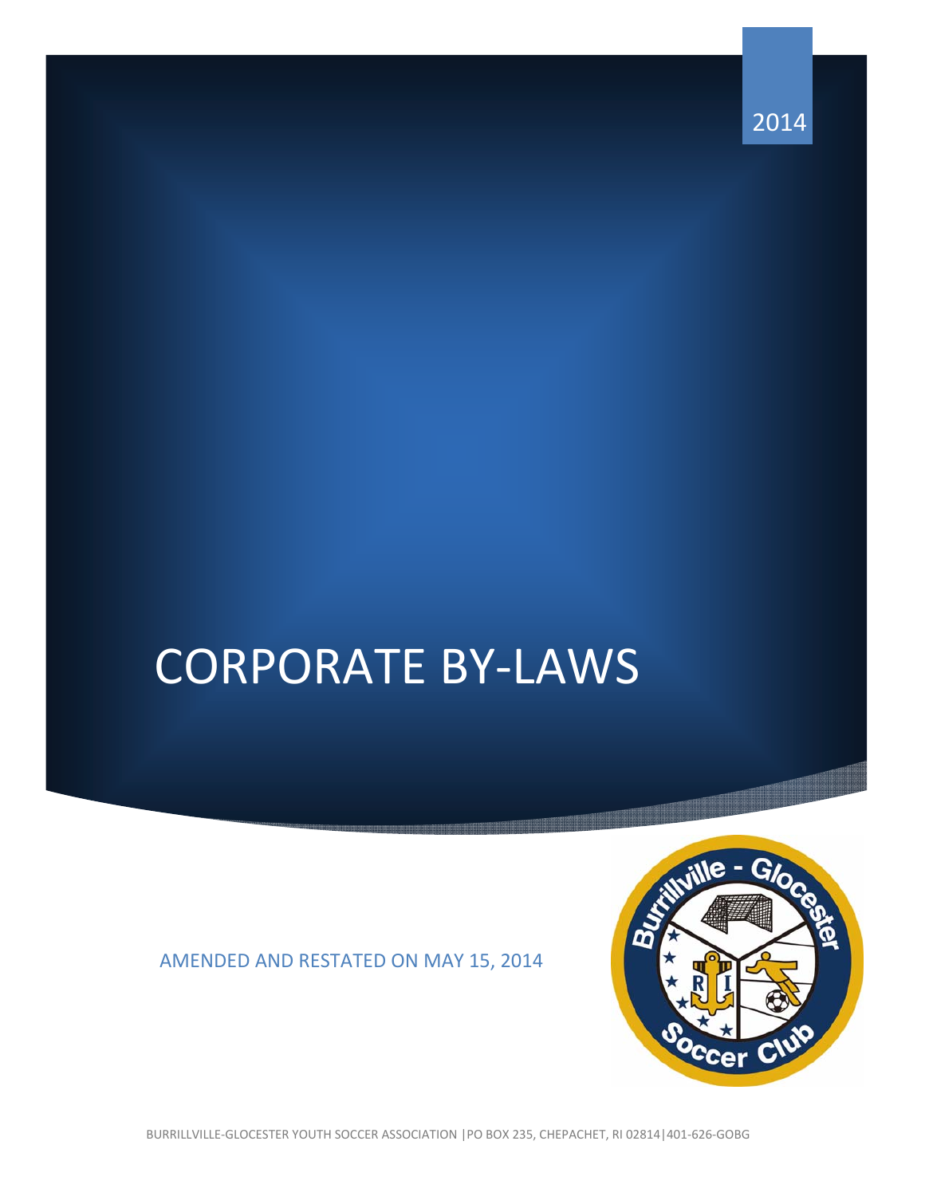2014

# CORPORATE BY-LAWS

AMENDED AND RESTATED ON MAY 15, 2014

BURRILLVILLE-GLOCESTER YOUTH SOCCER ASSOCIATION |PO BOX 235, CHEPACHET, RI 02814|401-626-GOBG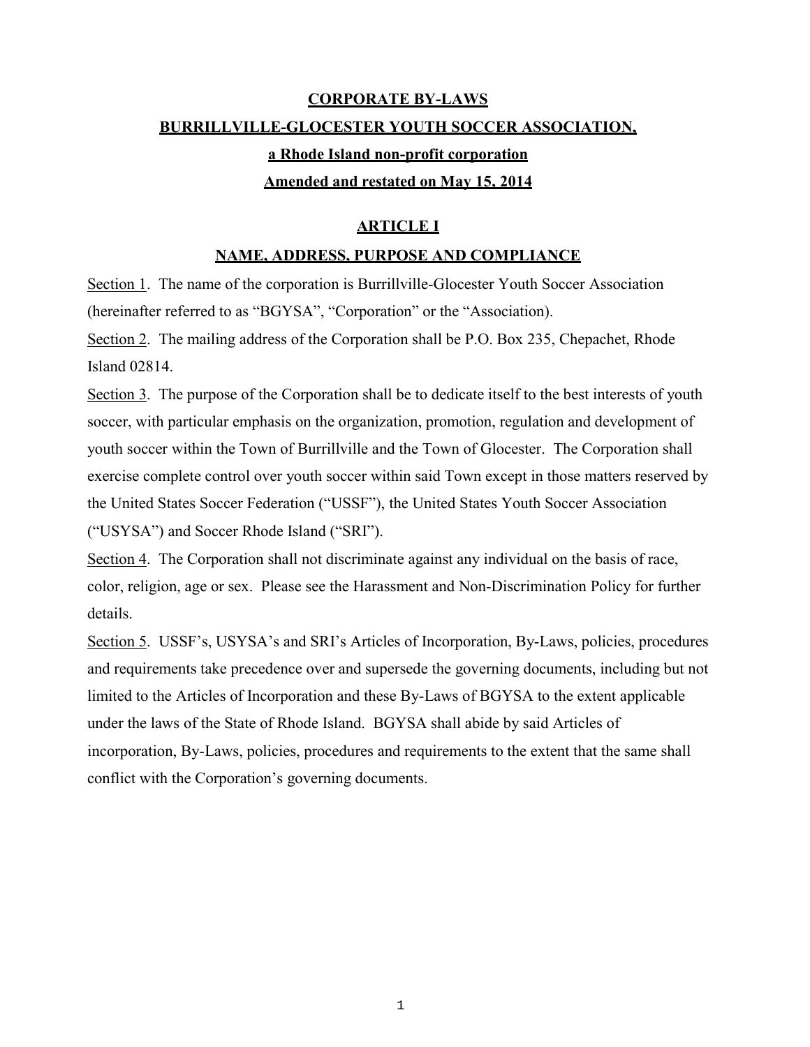# CORPORATE BY-LAWS

# BURRILLVILLE-GLOCESTER YOUTH SOCCER ASSOCIATION,

## a Rhode Island non-profit corporation

## Amended and restated on May 15, 2014

## ARTICLE I

## NAME, ADDRESS, PURPOSE AND COMPLIANCE

Section 1. The name of the corporation is Burrillville-Glocester Youth Soccer Association (hereinafter referred to as "BGYSA", "Corporation" or the "Association).

Section 2. The mailing address of the Corporation shall be P.O. Box 235, Chepachet, Rhode Island 02814.

Section 3. The purpose of the Corporation shall be to dedicate itself to the best interests of youth soccer, with particular emphasis on the organization, promotion, regulation and development of youth soccer within the Town of Burrillville and the Town of Glocester. The Corporation shall exercise complete control over youth soccer within said Town except in those matters reserved by the United States Soccer Federation ("USSF"), the United States Youth Soccer Association ("USYSA") and Soccer Rhode Island ("SRI").

Section 4. The Corporation shall not discriminate against any individual on the basis of race, color, religion, age or sex. Please see the Harassment and Non-Discrimination Policy for further details.

Section 5. USSF's, USYSA's and SRI's Articles of Incorporation, By-Laws, policies, procedures and requirements take precedence over and supersede the governing documents, including but not limited to the Articles of Incorporation and these By-Laws of BGYSA to the extent applicable under the laws of the State of Rhode Island. BGYSA shall abide by said Articles of incorporation, By-Laws, policies, procedures and requirements to the extent that the same shall conflict with the Corporation's governing documents.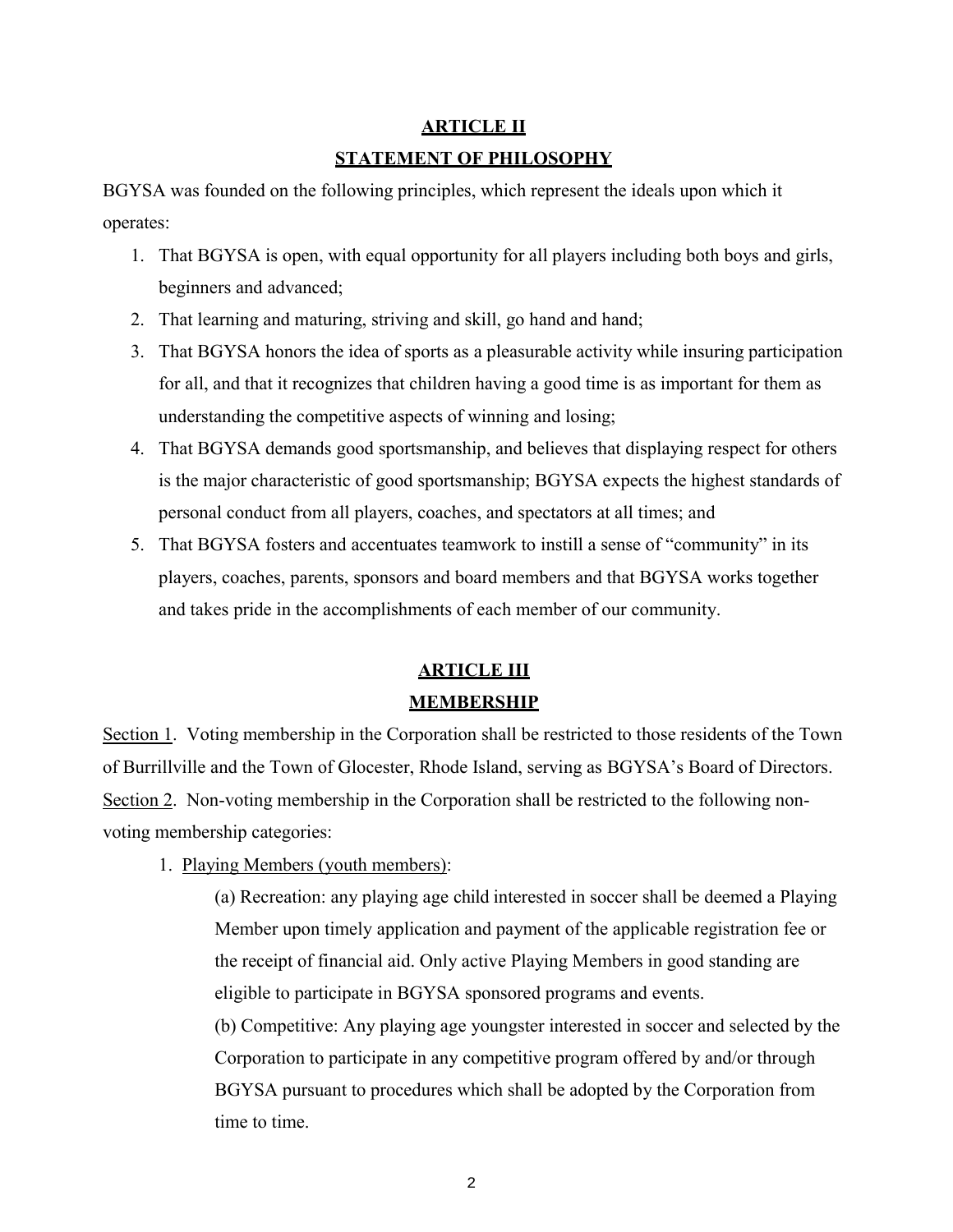## **ARTICLE II**

## **STATEMENT OF PHILOSOPHY**

BGYSA was founded on the following principles, which represent the ideals upon which it operates:

1. That BGYSA is open, with equal opportunity for all players including both boys and girls, beginners and advanced;
2. That learning and maturing, striving and skill, go hand and hand;
3. That BGYSA honors the idea of sports as a pleasurable activity while insuring participation for all, and that it recognizes that children having a good time is as important for them as understanding the competitive aspects of winning and losing;
4. That BGYSA demands good sportsmanship, and believes that displaying respect for others is the major characteristic of good sportsmanship; BGYSA expects the highest standards of personal conduct from all players, coaches, and spectators at all times; and
5. That BGYSA fosters and accentuates teamwork to instill a sense of "community" in its players, coaches, parents, sponsors and board members and that BGYSA works together and takes pride in the accomplishments of each member of our community.

## **ARTICLE III**

## **MEMBERSHIP**

Section 1. Voting membership in the Corporation shall be restricted to those residents of the Town of Burrillville and the Town of Glocester, Rhode Island, serving as BGYSA's Board of Directors.

Section 2. Non-voting membership in the Corporation shall be restricted to the following non-voting membership categories:

1. Playing Members (youth members):

    (a) Recreation: any playing age child interested in soccer shall be deemed a Playing Member upon timely application and payment of the applicable registration fee or the receipt of financial aid. Only active Playing Members in good standing are eligible to participate in BGYSA sponsored programs and events.

    (b) Competitive: Any playing age youngster interested in soccer and selected by the Corporation to participate in any competitive program offered by and/or through BGYSA pursuant to procedures which shall be adopted by the Corporation from time to time.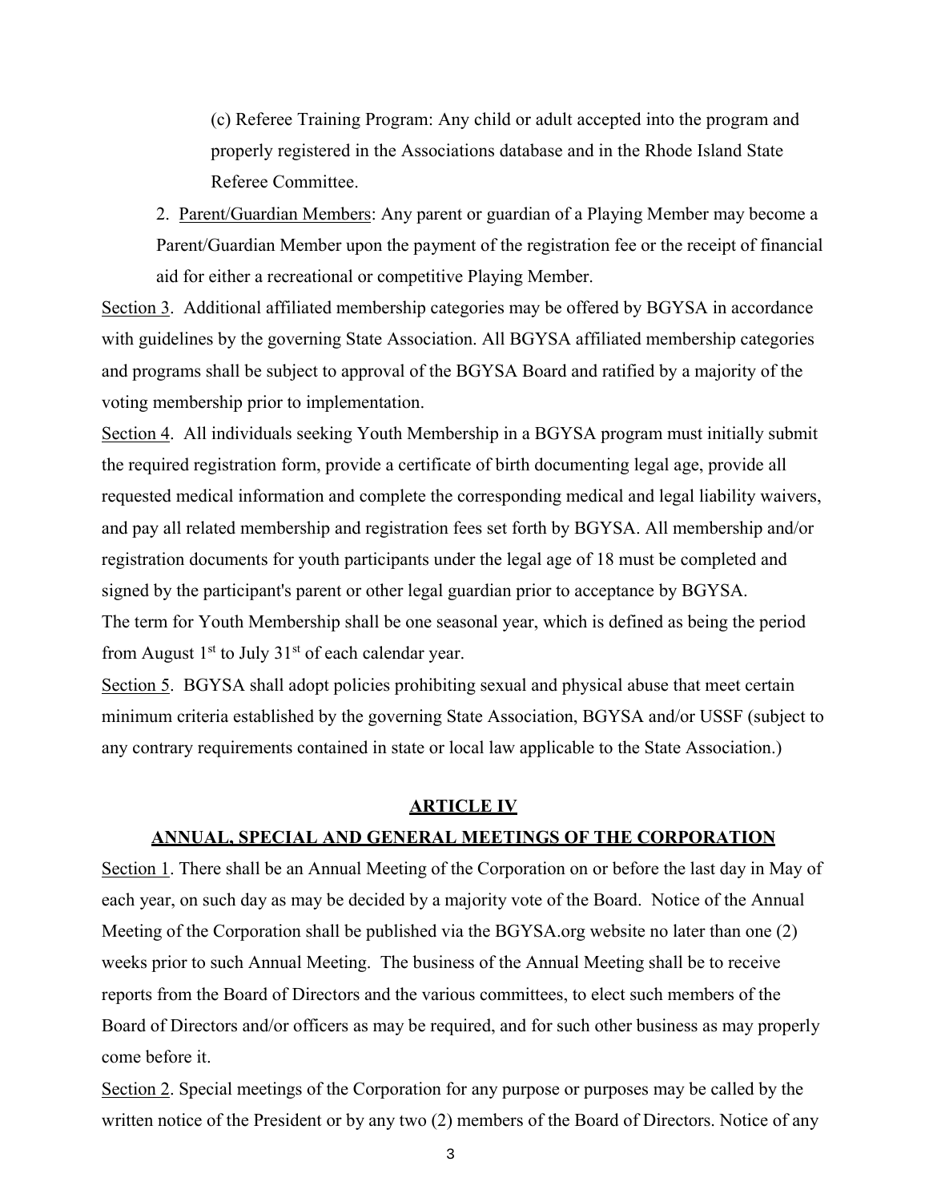(c) Referee Training Program: Any child or adult accepted into the program and properly registered in the Associations database and in the Rhode Island State Referee Committee.

2. Parent/Guardian Members: Any parent or guardian of a Playing Member may become a Parent/Guardian Member upon the payment of the registration fee or the receipt of financial aid for either a recreational or competitive Playing Member.

Section 3. Additional affiliated membership categories may be offered by BGYSA in accordance with guidelines by the governing State Association. All BGYSA affiliated membership categories and programs shall be subject to approval of the BGYSA Board and ratified by a majority of the voting membership prior to implementation.

Section 4. All individuals seeking Youth Membership in a BGYSA program must initially submit the required registration form, provide a certificate of birth documenting legal age, provide all requested medical information and complete the corresponding medical and legal liability waivers, and pay all related membership and registration fees set forth by BGYSA. All membership and/or registration documents for youth participants under the legal age of 18 must be completed and signed by the participant's parent or other legal guardian prior to acceptance by BGYSA.
The term for Youth Membership shall be one seasonal year, which is defined as being the period from August 1st to July 31st of each calendar year.

Section 5. BGYSA shall adopt policies prohibiting sexual and physical abuse that meet certain minimum criteria established by the governing State Association, BGYSA and/or USSF (subject to any contrary requirements contained in state or local law applicable to the State Association.)

## ARTICLE IV

## ANNUAL, SPECIAL AND GENERAL MEETINGS OF THE CORPORATION

Section 1. There shall be an Annual Meeting of the Corporation on or before the last day in May of each year, on such day as may be decided by a majority vote of the Board. Notice of the Annual Meeting of the Corporation shall be published via the BGYSA.org website no later than one (2) weeks prior to such Annual Meeting. The business of the Annual Meeting shall be to receive reports from the Board of Directors and the various committees, to elect such members of the Board of Directors and/or officers as may be required, and for such other business as may properly come before it.

Section 2. Special meetings of the Corporation for any purpose or purposes may be called by the written notice of the President or by any two (2) members of the Board of Directors. Notice of any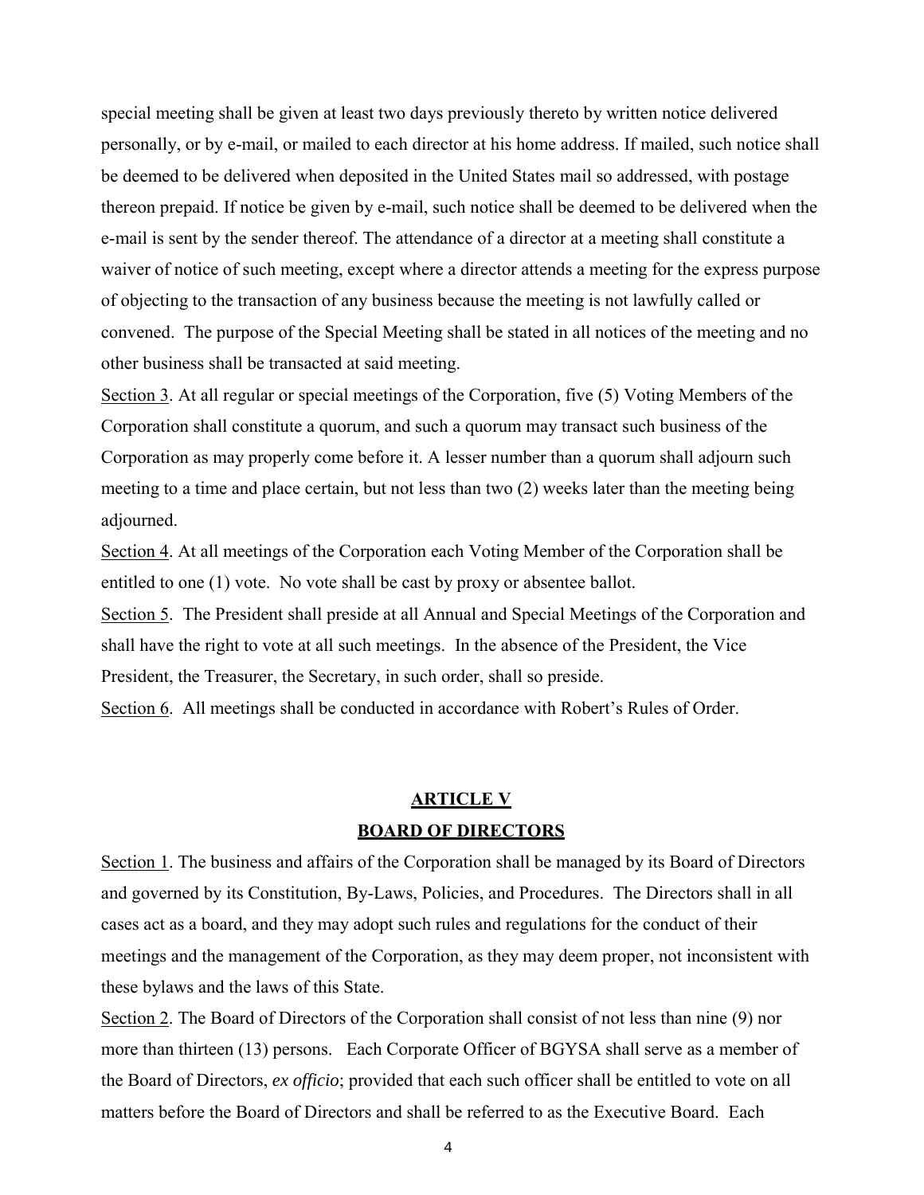special meeting shall be given at least two days previously thereto by written notice delivered personally, or by e-mail, or mailed to each director at his home address. If mailed, such notice shall be deemed to be delivered when deposited in the United States mail so addressed, with postage thereon prepaid. If notice be given by e-mail, such notice shall be deemed to be delivered when the e-mail is sent by the sender thereof. The attendance of a director at a meeting shall constitute a waiver of notice of such meeting, except where a director attends a meeting for the express purpose of objecting to the transaction of any business because the meeting is not lawfully called or convened. The purpose of the Special Meeting shall be stated in all notices of the meeting and no other business shall be transacted at said meeting.

Section 3. At all regular or special meetings of the Corporation, five (5) Voting Members of the Corporation shall constitute a quorum, and such a quorum may transact such business of the Corporation as may properly come before it. A lesser number than a quorum shall adjourn such meeting to a time and place certain, but not less than two (2) weeks later than the meeting being adjourned.

Section 4. At all meetings of the Corporation each Voting Member of the Corporation shall be entitled to one (1) vote. No vote shall be cast by proxy or absentee ballot.

Section 5. The President shall preside at all Annual and Special Meetings of the Corporation and shall have the right to vote at all such meetings. In the absence of the President, the Vice President, the Treasurer, the Secretary, in such order, shall so preside.

Section 6. All meetings shall be conducted in accordance with Robert's Rules of Order.

## ARTICLE V
## BOARD OF DIRECTORS

Section 1. The business and affairs of the Corporation shall be managed by its Board of Directors and governed by its Constitution, By-Laws, Policies, and Procedures. The Directors shall in all cases act as a board, and they may adopt such rules and regulations for the conduct of their meetings and the management of the Corporation, as they may deem proper, not inconsistent with these bylaws and the laws of this State.

Section 2. The Board of Directors of the Corporation shall consist of not less than nine (9) nor more than thirteen (13) persons. Each Corporate Officer of BGYSA shall serve as a member of the Board of Directors, *ex officio*; provided that each such officer shall be entitled to vote on all matters before the Board of Directors and shall be referred to as the Executive Board. Each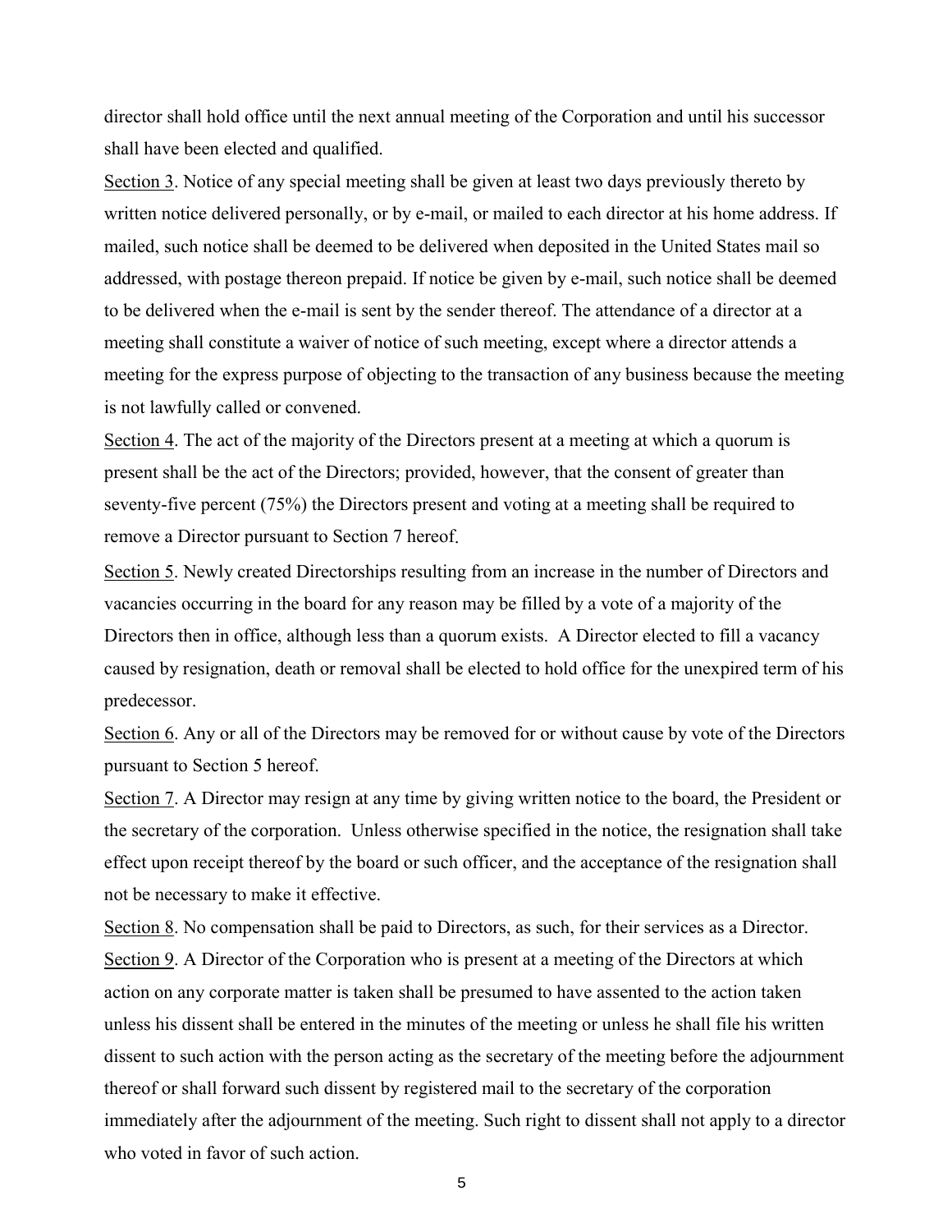director shall hold office until the next annual meeting of the Corporation and until his successor shall have been elected and qualified.

Section 3. Notice of any special meeting shall be given at least two days previously thereto by written notice delivered personally, or by e-mail, or mailed to each director at his home address. If mailed, such notice shall be deemed to be delivered when deposited in the United States mail so addressed, with postage thereon prepaid. If notice be given by e-mail, such notice shall be deemed to be delivered when the e-mail is sent by the sender thereof. The attendance of a director at a meeting shall constitute a waiver of notice of such meeting, except where a director attends a meeting for the express purpose of objecting to the transaction of any business because the meeting is not lawfully called or convened.

Section 4. The act of the majority of the Directors present at a meeting at which a quorum is present shall be the act of the Directors; provided, however, that the consent of greater than seventy-five percent (75%) the Directors present and voting at a meeting shall be required to remove a Director pursuant to Section 7 hereof.

Section 5. Newly created Directorships resulting from an increase in the number of Directors and vacancies occurring in the board for any reason may be filled by a vote of a majority of the Directors then in office, although less than a quorum exists. A Director elected to fill a vacancy caused by resignation, death or removal shall be elected to hold office for the unexpired term of his predecessor.

Section 6. Any or all of the Directors may be removed for or without cause by vote of the Directors pursuant to Section 5 hereof.

Section 7. A Director may resign at any time by giving written notice to the board, the President or the secretary of the corporation. Unless otherwise specified in the notice, the resignation shall take effect upon receipt thereof by the board or such officer, and the acceptance of the resignation shall not be necessary to make it effective.

Section 8. No compensation shall be paid to Directors, as such, for their services as a Director.

Section 9. A Director of the Corporation who is present at a meeting of the Directors at which action on any corporate matter is taken shall be presumed to have assented to the action taken unless his dissent shall be entered in the minutes of the meeting or unless he shall file his written dissent to such action with the person acting as the secretary of the meeting before the adjournment thereof or shall forward such dissent by registered mail to the secretary of the corporation immediately after the adjournment of the meeting. Such right to dissent shall not apply to a director who voted in favor of such action.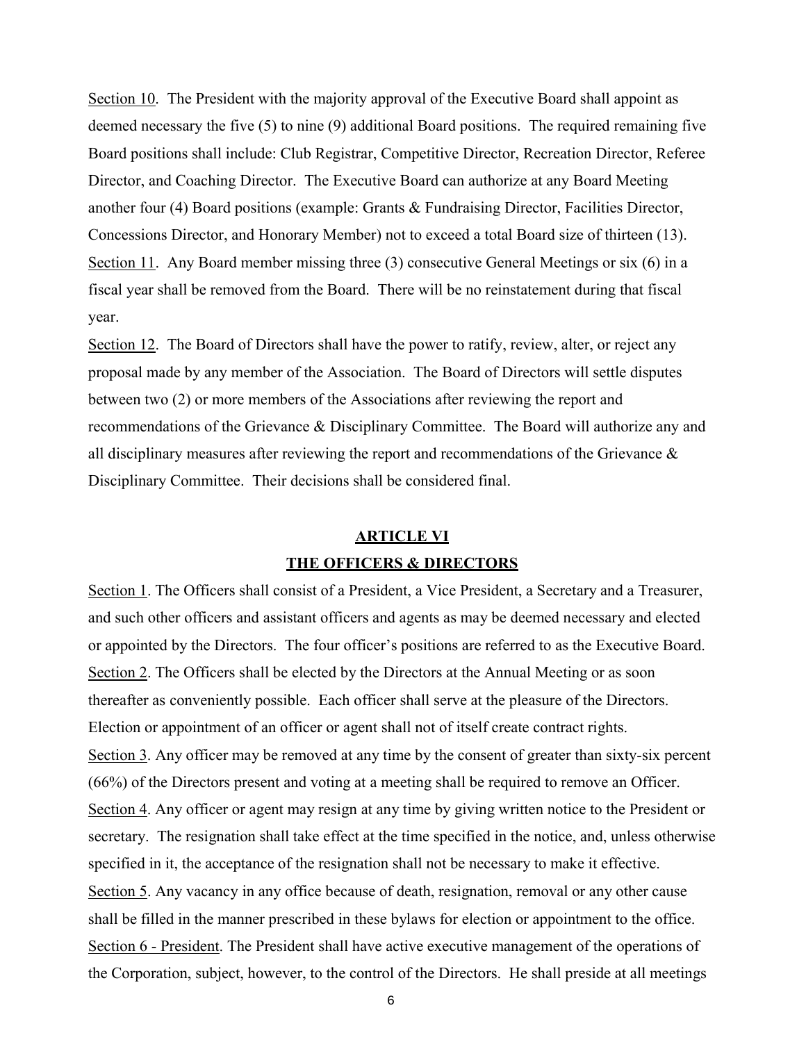Section 10. The President with the majority approval of the Executive Board shall appoint as deemed necessary the five (5) to nine (9) additional Board positions. The required remaining five Board positions shall include: Club Registrar, Competitive Director, Recreation Director, Referee Director, and Coaching Director. The Executive Board can authorize at any Board Meeting another four (4) Board positions (example: Grants & Fundraising Director, Facilities Director, Concessions Director, and Honorary Member) not to exceed a total Board size of thirteen (13).

Section 11. Any Board member missing three (3) consecutive General Meetings or six (6) in a fiscal year shall be removed from the Board. There will be no reinstatement during that fiscal year.

Section 12. The Board of Directors shall have the power to ratify, review, alter, or reject any proposal made by any member of the Association. The Board of Directors will settle disputes between two (2) or more members of the Associations after reviewing the report and recommendations of the Grievance & Disciplinary Committee. The Board will authorize any and all disciplinary measures after reviewing the report and recommendations of the Grievance & Disciplinary Committee. Their decisions shall be considered final.

## ARTICLE VI
## THE OFFICERS & DIRECTORS

Section 1. The Officers shall consist of a President, a Vice President, a Secretary and a Treasurer, and such other officers and assistant officers and agents as may be deemed necessary and elected or appointed by the Directors. The four officer's positions are referred to as the Executive Board.

Section 2. The Officers shall be elected by the Directors at the Annual Meeting or as soon thereafter as conveniently possible. Each officer shall serve at the pleasure of the Directors. Election or appointment of an officer or agent shall not of itself create contract rights.

Section 3. Any officer may be removed at any time by the consent of greater than sixty-six percent (66%) of the Directors present and voting at a meeting shall be required to remove an Officer.

Section 4. Any officer or agent may resign at any time by giving written notice to the President or secretary. The resignation shall take effect at the time specified in the notice, and, unless otherwise specified in it, the acceptance of the resignation shall not be necessary to make it effective.

Section 5. Any vacancy in any office because of death, resignation, removal or any other cause shall be filled in the manner prescribed in these bylaws for election or appointment to the office.

Section 6 - President. The President shall have active executive management of the operations of the Corporation, subject, however, to the control of the Directors. He shall preside at all meetings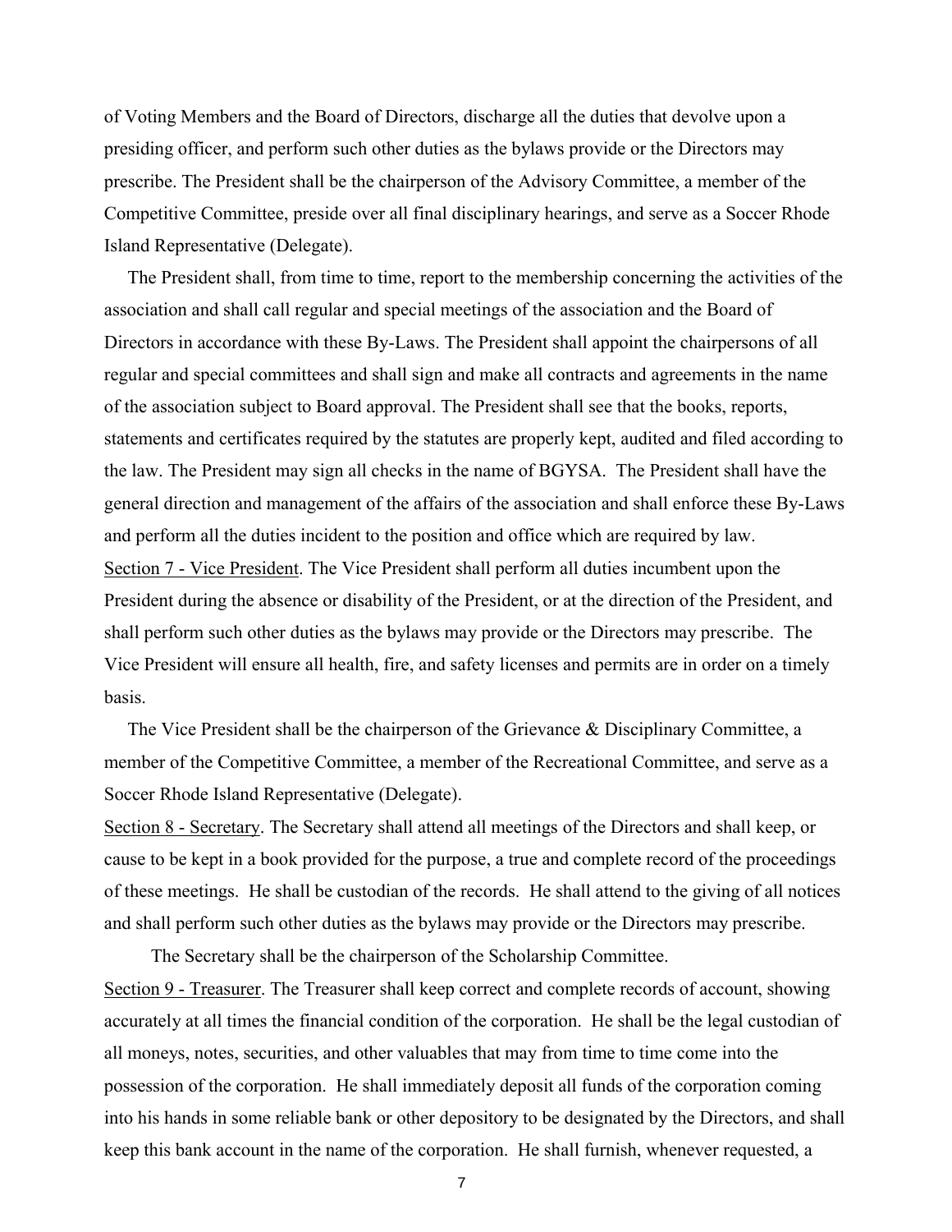of Voting Members and the Board of Directors, discharge all the duties that devolve upon a presiding officer, and perform such other duties as the bylaws provide or the Directors may prescribe. The President shall be the chairperson of the Advisory Committee, a member of the Competitive Committee, preside over all final disciplinary hearings, and serve as a Soccer Rhode Island Representative (Delegate).

The President shall, from time to time, report to the membership concerning the activities of the association and shall call regular and special meetings of the association and the Board of Directors in accordance with these By-Laws. The President shall appoint the chairpersons of all regular and special committees and shall sign and make all contracts and agreements in the name of the association subject to Board approval. The President shall see that the books, reports, statements and certificates required by the statutes are properly kept, audited and filed according to the law. The President may sign all checks in the name of BGYSA. The President shall have the general direction and management of the affairs of the association and shall enforce these By-Laws and perform all the duties incident to the position and office which are required by law.

Section 7 - Vice President. The Vice President shall perform all duties incumbent upon the President during the absence or disability of the President, or at the direction of the President, and shall perform such other duties as the bylaws may provide or the Directors may prescribe. The Vice President will ensure all health, fire, and safety licenses and permits are in order on a timely basis.

The Vice President shall be the chairperson of the Grievance & Disciplinary Committee, a member of the Competitive Committee, a member of the Recreational Committee, and serve as a Soccer Rhode Island Representative (Delegate).

Section 8 - Secretary. The Secretary shall attend all meetings of the Directors and shall keep, or cause to be kept in a book provided for the purpose, a true and complete record of the proceedings of these meetings. He shall be custodian of the records. He shall attend to the giving of all notices and shall perform such other duties as the bylaws may provide or the Directors may prescribe.

The Secretary shall be the chairperson of the Scholarship Committee.

Section 9 - Treasurer. The Treasurer shall keep correct and complete records of account, showing accurately at all times the financial condition of the corporation. He shall be the legal custodian of all moneys, notes, securities, and other valuables that may from time to time come into the possession of the corporation. He shall immediately deposit all funds of the corporation coming into his hands in some reliable bank or other depository to be designated by the Directors, and shall keep this bank account in the name of the corporation. He shall furnish, whenever requested, a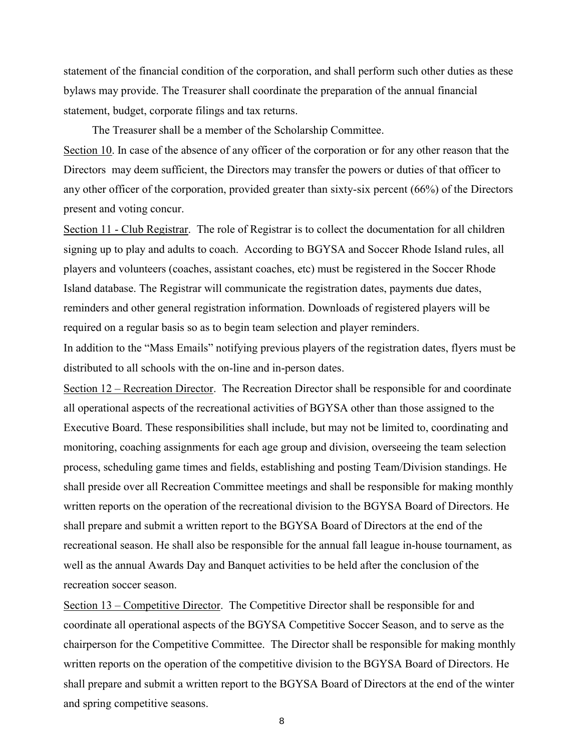statement of the financial condition of the corporation, and shall perform such other duties as these bylaws may provide. The Treasurer shall coordinate the preparation of the annual financial statement, budget, corporate filings and tax returns.

The Treasurer shall be a member of the Scholarship Committee.

Section 10. In case of the absence of any officer of the corporation or for any other reason that the Directors may deem sufficient, the Directors may transfer the powers or duties of that officer to any other officer of the corporation, provided greater than sixty-six percent (66%) of the Directors present and voting concur.

Section 11 - Club Registrar. The role of Registrar is to collect the documentation for all children signing up to play and adults to coach. According to BGYSA and Soccer Rhode Island rules, all players and volunteers (coaches, assistant coaches, etc) must be registered in the Soccer Rhode Island database. The Registrar will communicate the registration dates, payments due dates, reminders and other general registration information. Downloads of registered players will be required on a regular basis so as to begin team selection and player reminders.

In addition to the "Mass Emails" notifying previous players of the registration dates, flyers must be distributed to all schools with the on-line and in-person dates.

Section 12 – Recreation Director. The Recreation Director shall be responsible for and coordinate all operational aspects of the recreational activities of BGYSA other than those assigned to the Executive Board. These responsibilities shall include, but may not be limited to, coordinating and monitoring, coaching assignments for each age group and division, overseeing the team selection process, scheduling game times and fields, establishing and posting Team/Division standings. He shall preside over all Recreation Committee meetings and shall be responsible for making monthly written reports on the operation of the recreational division to the BGYSA Board of Directors. He shall prepare and submit a written report to the BGYSA Board of Directors at the end of the recreational season. He shall also be responsible for the annual fall league in-house tournament, as well as the annual Awards Day and Banquet activities to be held after the conclusion of the recreation soccer season.

Section 13 – Competitive Director. The Competitive Director shall be responsible for and coordinate all operational aspects of the BGYSA Competitive Soccer Season, and to serve as the chairperson for the Competitive Committee. The Director shall be responsible for making monthly written reports on the operation of the competitive division to the BGYSA Board of Directors. He shall prepare and submit a written report to the BGYSA Board of Directors at the end of the winter and spring competitive seasons.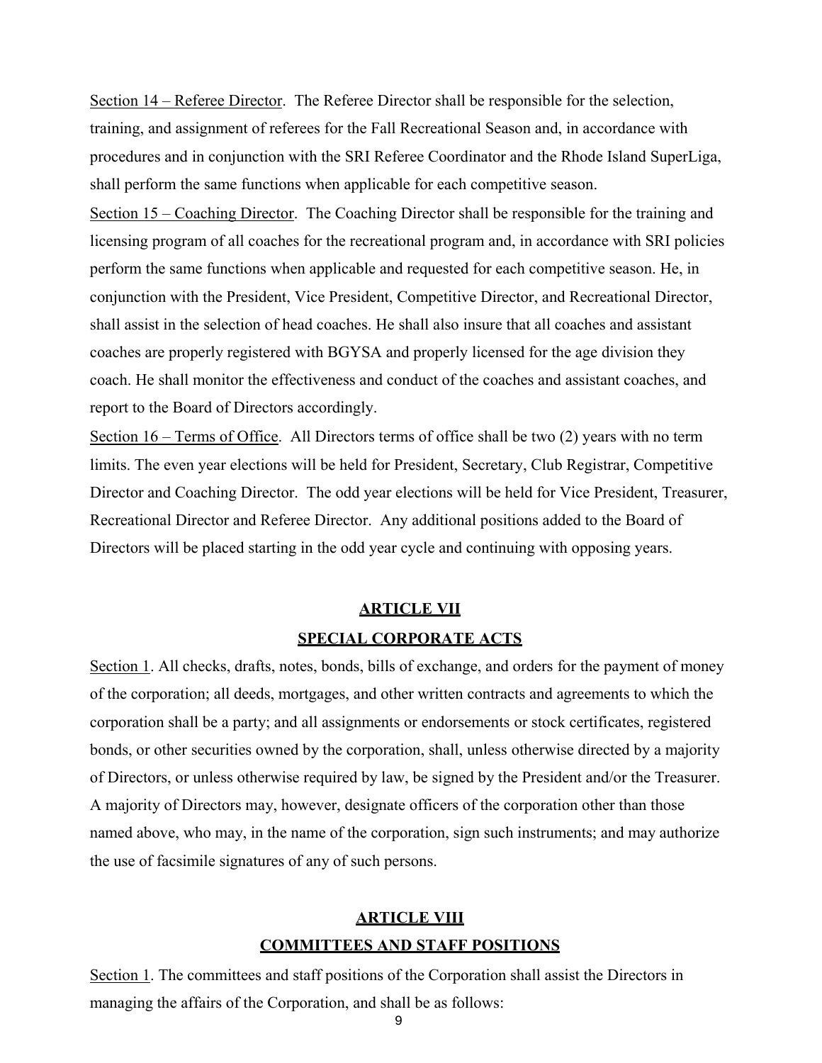Section 14 – Referee Director. The Referee Director shall be responsible for the selection, training, and assignment of referees for the Fall Recreational Season and, in accordance with procedures and in conjunction with the SRI Referee Coordinator and the Rhode Island SuperLiga, shall perform the same functions when applicable for each competitive season.

Section 15 – Coaching Director. The Coaching Director shall be responsible for the training and licensing program of all coaches for the recreational program and, in accordance with SRI policies perform the same functions when applicable and requested for each competitive season. He, in conjunction with the President, Vice President, Competitive Director, and Recreational Director, shall assist in the selection of head coaches. He shall also insure that all coaches and assistant coaches are properly registered with BGYSA and properly licensed for the age division they coach. He shall monitor the effectiveness and conduct of the coaches and assistant coaches, and report to the Board of Directors accordingly.

Section 16 – Terms of Office. All Directors terms of office shall be two (2) years with no term limits. The even year elections will be held for President, Secretary, Club Registrar, Competitive Director and Coaching Director. The odd year elections will be held for Vice President, Treasurer, Recreational Director and Referee Director. Any additional positions added to the Board of Directors will be placed starting in the odd year cycle and continuing with opposing years.

## ARTICLE VII

## SPECIAL CORPORATE ACTS

Section 1. All checks, drafts, notes, bonds, bills of exchange, and orders for the payment of money of the corporation; all deeds, mortgages, and other written contracts and agreements to which the corporation shall be a party; and all assignments or endorsements or stock certificates, registered bonds, or other securities owned by the corporation, shall, unless otherwise directed by a majority of Directors, or unless otherwise required by law, be signed by the President and/or the Treasurer. A majority of Directors may, however, designate officers of the corporation other than those named above, who may, in the name of the corporation, sign such instruments; and may authorize the use of facsimile signatures of any of such persons.

## ARTICLE VIII

## COMMITTEES AND STAFF POSITIONS

Section 1. The committees and staff positions of the Corporation shall assist the Directors in managing the affairs of the Corporation, and shall be as follows: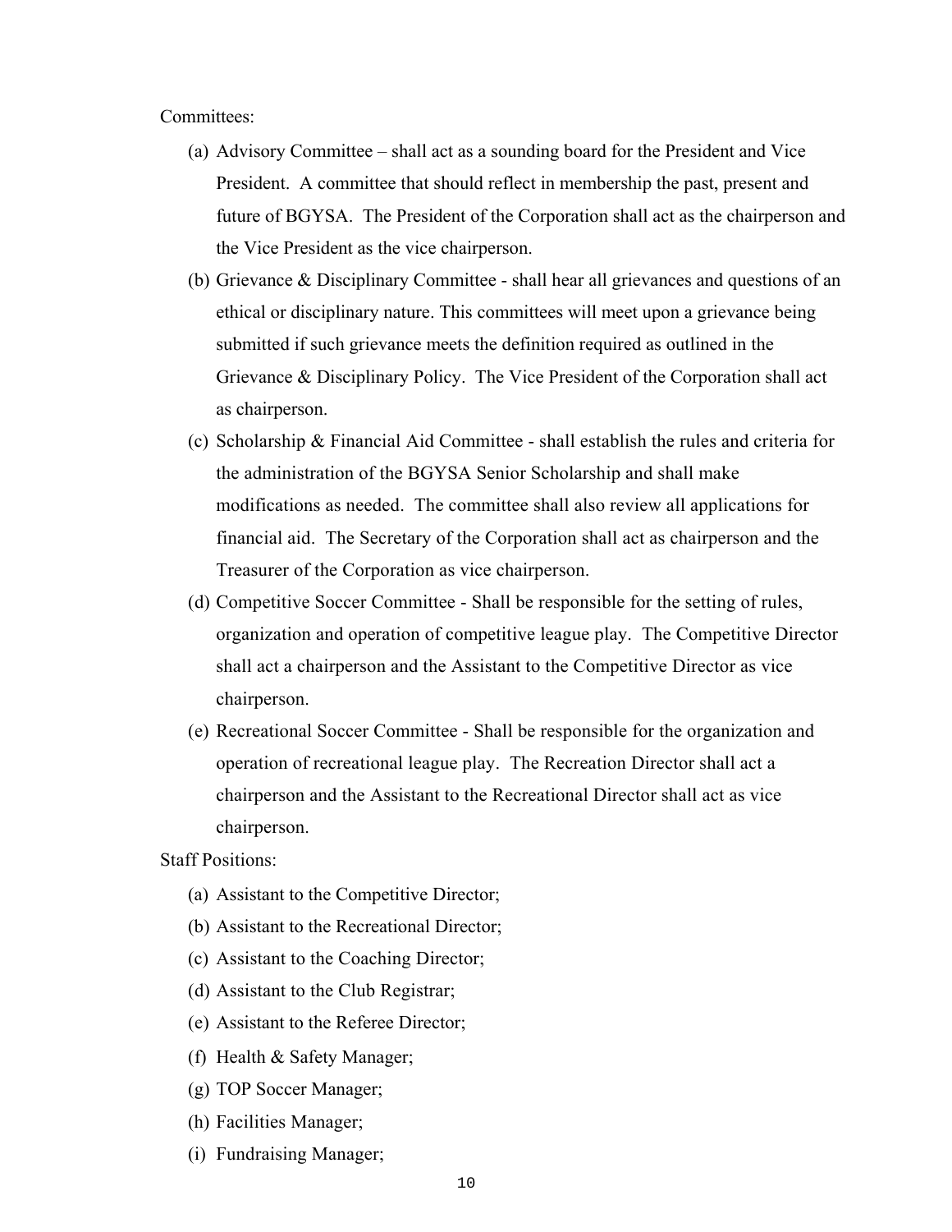Committees:

(a) Advisory Committee – shall act as a sounding board for the President and Vice President. A committee that should reflect in membership the past, present and future of BGYSA. The President of the Corporation shall act as the chairperson and the Vice President as the vice chairperson.

(b) Grievance & Disciplinary Committee - shall hear all grievances and questions of an ethical or disciplinary nature. This committees will meet upon a grievance being submitted if such grievance meets the definition required as outlined in the Grievance & Disciplinary Policy. The Vice President of the Corporation shall act as chairperson.

(c) Scholarship & Financial Aid Committee - shall establish the rules and criteria for the administration of the BGYSA Senior Scholarship and shall make modifications as needed. The committee shall also review all applications for financial aid. The Secretary of the Corporation shall act as chairperson and the Treasurer of the Corporation as vice chairperson.

(d) Competitive Soccer Committee - Shall be responsible for the setting of rules, organization and operation of competitive league play. The Competitive Director shall act a chairperson and the Assistant to the Competitive Director as vice chairperson.

(e) Recreational Soccer Committee - Shall be responsible for the organization and operation of recreational league play. The Recreation Director shall act a chairperson and the Assistant to the Recreational Director shall act as vice chairperson.

Staff Positions:

(a) Assistant to the Competitive Director;
(b) Assistant to the Recreational Director;
(c) Assistant to the Coaching Director;
(d) Assistant to the Club Registrar;
(e) Assistant to the Referee Director;
(f) Health & Safety Manager;
(g) TOP Soccer Manager;
(h) Facilities Manager;
(i) Fundraising Manager;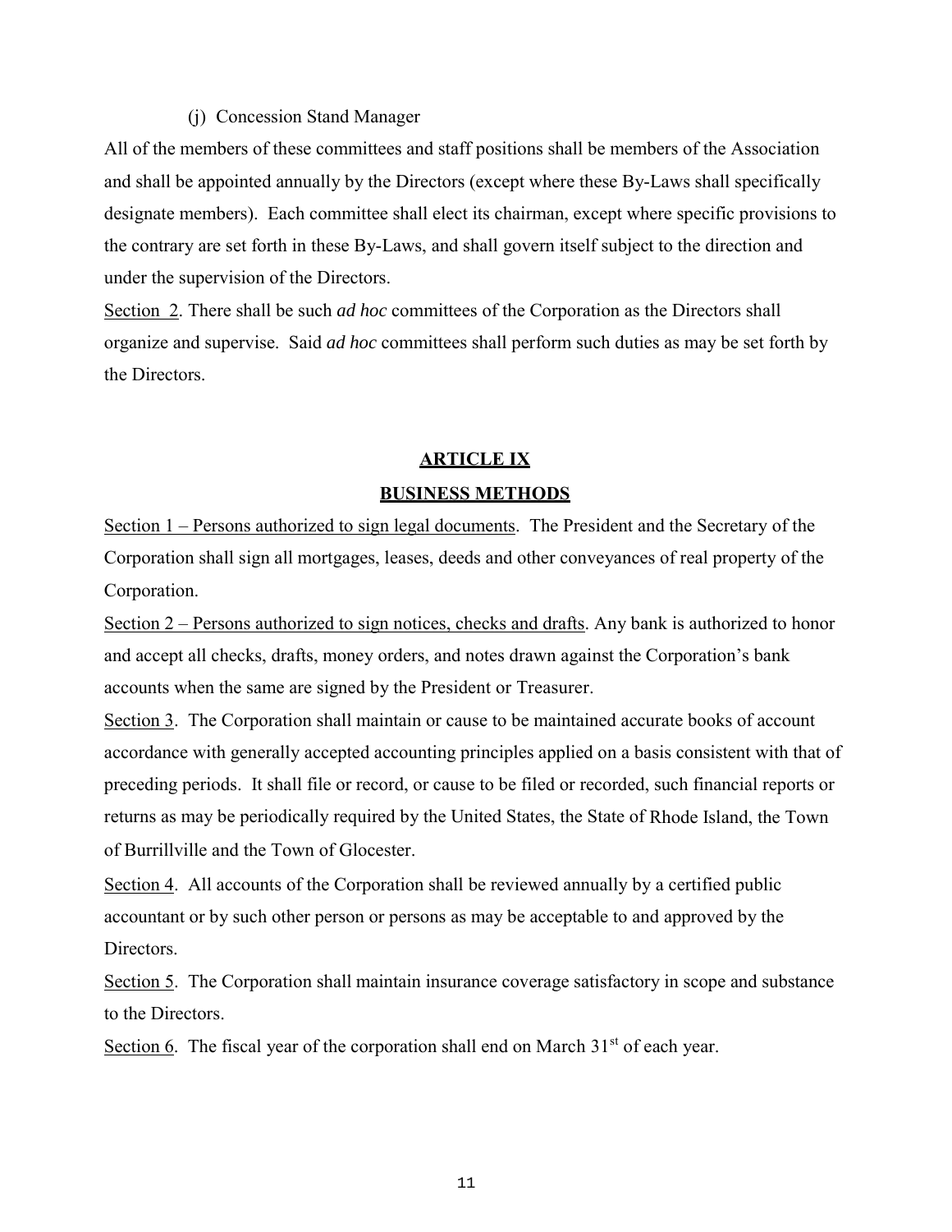(j) Concession Stand Manager

All of the members of these committees and staff positions shall be members of the Association and shall be appointed annually by the Directors (except where these By-Laws shall specifically designate members). Each committee shall elect its chairman, except where specific provisions to the contrary are set forth in these By-Laws, and shall govern itself subject to the direction and under the supervision of the Directors.

Section 2. There shall be such *ad hoc* committees of the Corporation as the Directors shall organize and supervise. Said *ad hoc* committees shall perform such duties as may be set forth by the Directors.

## ARTICLE IX

## BUSINESS METHODS

Section 1 – Persons authorized to sign legal documents. The President and the Secretary of the Corporation shall sign all mortgages, leases, deeds and other conveyances of real property of the Corporation.

Section 2 – Persons authorized to sign notices, checks and drafts. Any bank is authorized to honor and accept all checks, drafts, money orders, and notes drawn against the Corporation's bank accounts when the same are signed by the President or Treasurer.

Section 3. The Corporation shall maintain or cause to be maintained accurate books of account accordance with generally accepted accounting principles applied on a basis consistent with that of preceding periods. It shall file or record, or cause to be filed or recorded, such financial reports or returns as may be periodically required by the United States, the State of Rhode Island, the Town of Burrillville and the Town of Glocester.

Section 4. All accounts of the Corporation shall be reviewed annually by a certified public accountant or by such other person or persons as may be acceptable to and approved by the Directors.

Section 5. The Corporation shall maintain insurance coverage satisfactory in scope and substance to the Directors.

Section 6. The fiscal year of the corporation shall end on March 31st of each year.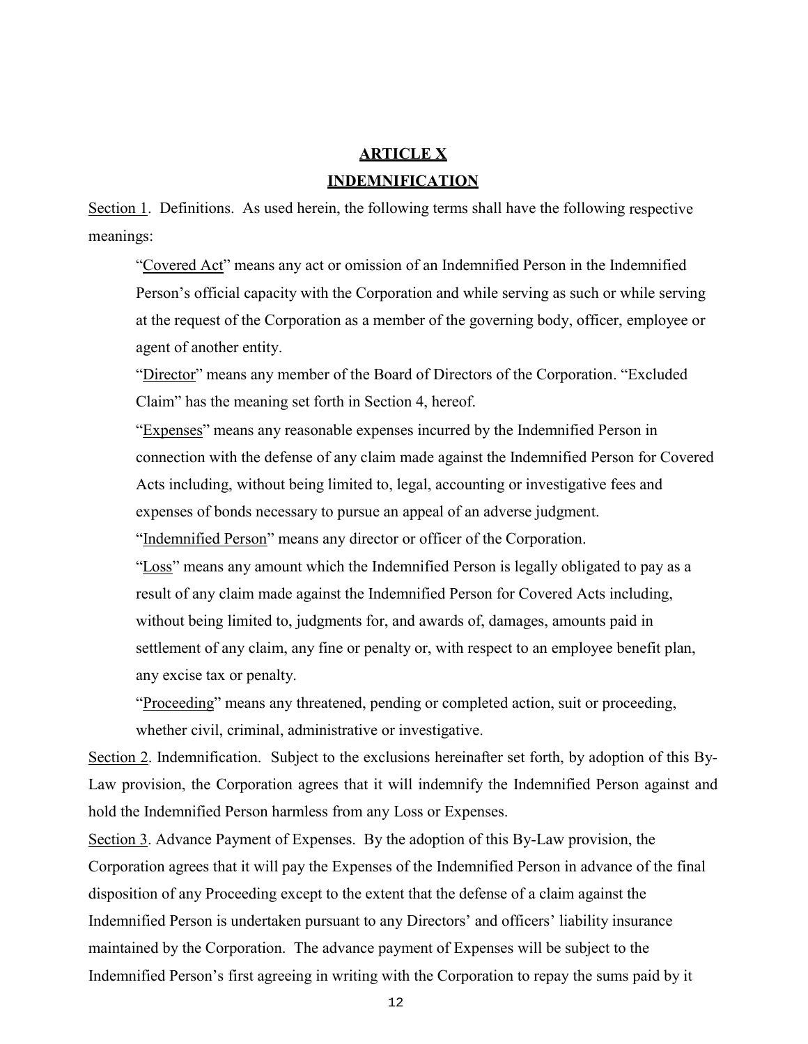# ARTICLE X

## INDEMNIFICATION

Section 1. Definitions. As used herein, the following terms shall have the following respective meanings:

"Covered Act" means any act or omission of an Indemnified Person in the Indemnified Person's official capacity with the Corporation and while serving as such or while serving at the request of the Corporation as a member of the governing body, officer, employee or agent of another entity.

"Director" means any member of the Board of Directors of the Corporation. "Excluded Claim" has the meaning set forth in Section 4, hereof.

"Expenses" means any reasonable expenses incurred by the Indemnified Person in connection with the defense of any claim made against the Indemnified Person for Covered Acts including, without being limited to, legal, accounting or investigative fees and expenses of bonds necessary to pursue an appeal of an adverse judgment.

"Indemnified Person" means any director or officer of the Corporation.

"Loss" means any amount which the Indemnified Person is legally obligated to pay as a result of any claim made against the Indemnified Person for Covered Acts including, without being limited to, judgments for, and awards of, damages, amounts paid in settlement of any claim, any fine or penalty or, with respect to an employee benefit plan, any excise tax or penalty.

"Proceeding" means any threatened, pending or completed action, suit or proceeding, whether civil, criminal, administrative or investigative.

Section 2. Indemnification. Subject to the exclusions hereinafter set forth, by adoption of this By-Law provision, the Corporation agrees that it will indemnify the Indemnified Person against and hold the Indemnified Person harmless from any Loss or Expenses.

Section 3. Advance Payment of Expenses. By the adoption of this By-Law provision, the Corporation agrees that it will pay the Expenses of the Indemnified Person in advance of the final disposition of any Proceeding except to the extent that the defense of a claim against the Indemnified Person is undertaken pursuant to any Directors' and officers' liability insurance maintained by the Corporation. The advance payment of Expenses will be subject to the Indemnified Person's first agreeing in writing with the Corporation to repay the sums paid by it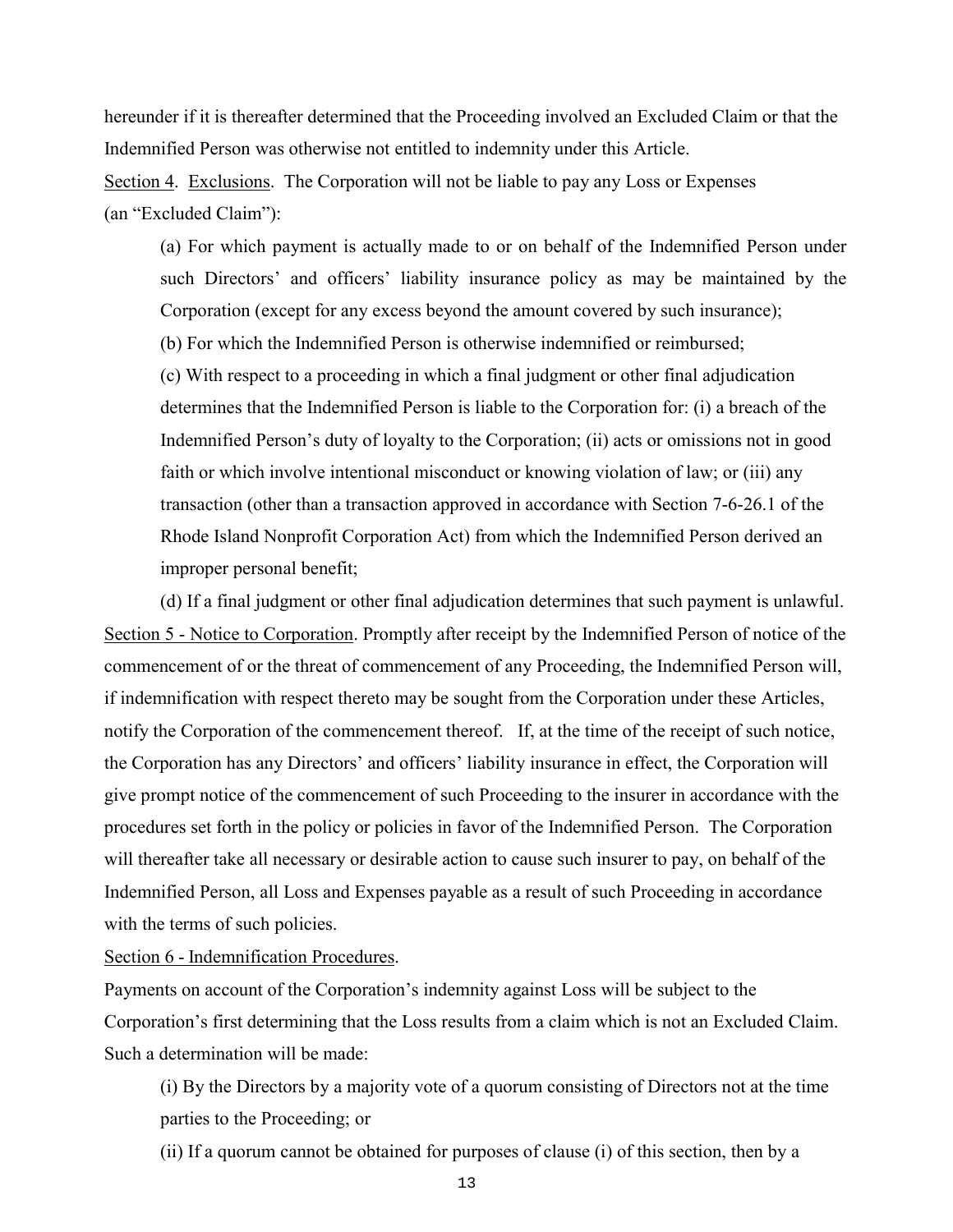hereunder if it is thereafter determined that the Proceeding involved an Excluded Claim or that the Indemnified Person was otherwise not entitled to indemnity under this Article.

<u>Section 4</u>. <u>Exclusions</u>. The Corporation will not be liable to pay any Loss or Expenses (an "Excluded Claim"):

(a) For which payment is actually made to or on behalf of the Indemnified Person under such Directors' and officers' liability insurance policy as may be maintained by the Corporation (except for any excess beyond the amount covered by such insurance);

(b) For which the Indemnified Person is otherwise indemnified or reimbursed;

(c) With respect to a proceeding in which a final judgment or other final adjudication determines that the Indemnified Person is liable to the Corporation for: (i) a breach of the Indemnified Person's duty of loyalty to the Corporation; (ii) acts or omissions not in good faith or which involve intentional misconduct or knowing violation of law; or (iii) any transaction (other than a transaction approved in accordance with Section 7-6-26.1 of the Rhode Island Nonprofit Corporation Act) from which the Indemnified Person derived an improper personal benefit;

(d) If a final judgment or other final adjudication determines that such payment is unlawful.

<u>Section 5 - Notice to Corporation</u>. Promptly after receipt by the Indemnified Person of notice of the commencement of or the threat of commencement of any Proceeding, the Indemnified Person will, if indemnification with respect thereto may be sought from the Corporation under these Articles, notify the Corporation of the commencement thereof. If, at the time of the receipt of such notice, the Corporation has any Directors' and officers' liability insurance in effect, the Corporation will give prompt notice of the commencement of such Proceeding to the insurer in accordance with the procedures set forth in the policy or policies in favor of the Indemnified Person. The Corporation will thereafter take all necessary or desirable action to cause such insurer to pay, on behalf of the Indemnified Person, all Loss and Expenses payable as a result of such Proceeding in accordance with the terms of such policies.

<u>Section 6 - Indemnification Procedures</u>.

Payments on account of the Corporation's indemnity against Loss will be subject to the Corporation's first determining that the Loss results from a claim which is not an Excluded Claim. Such a determination will be made:

(i) By the Directors by a majority vote of a quorum consisting of Directors not at the time parties to the Proceeding; or

(ii) If a quorum cannot be obtained for purposes of clause (i) of this section, then by a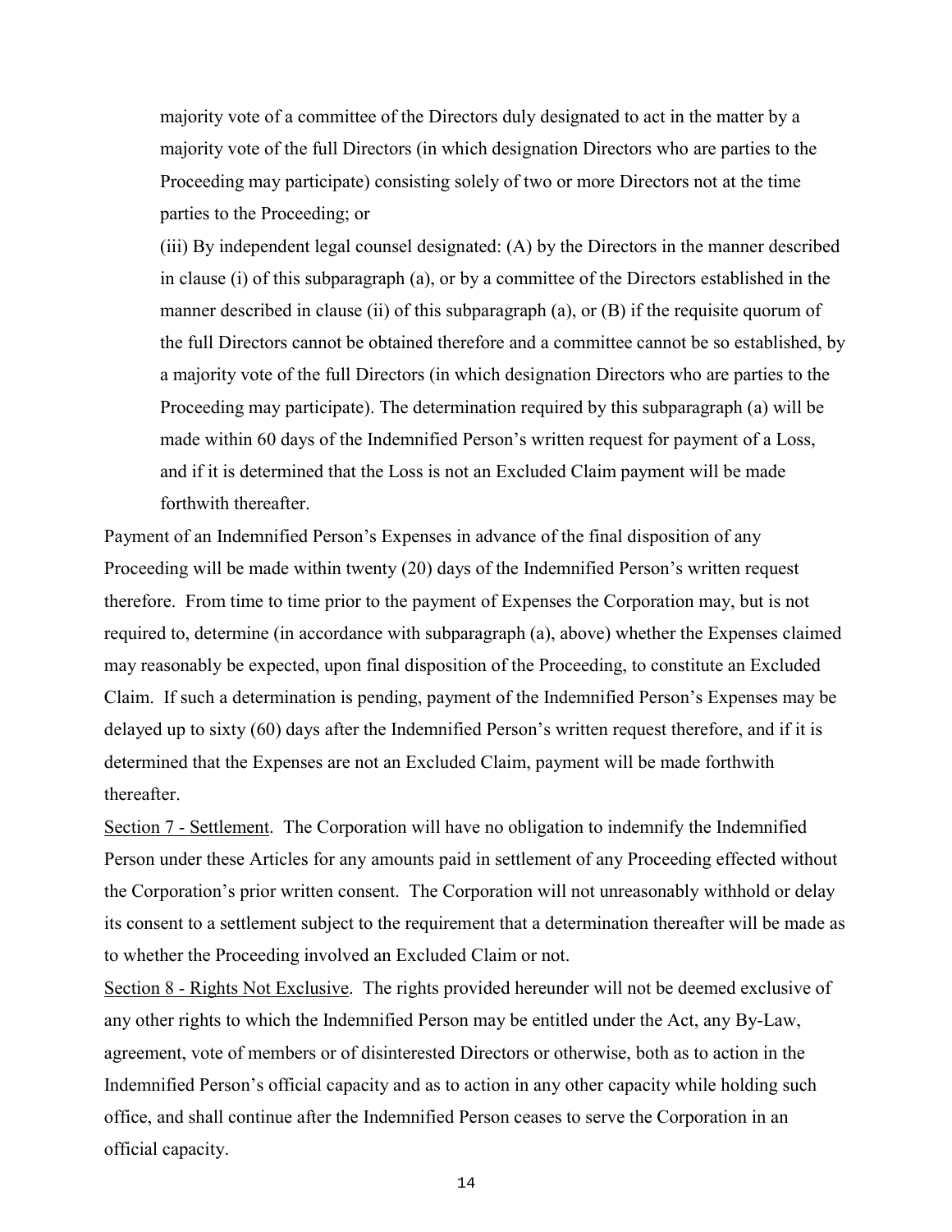majority vote of a committee of the Directors duly designated to act in the matter by a majority vote of the full Directors (in which designation Directors who are parties to the Proceeding may participate) consisting solely of two or more Directors not at the time parties to the Proceeding; or

(iii) By independent legal counsel designated: (A) by the Directors in the manner described in clause (i) of this subparagraph (a), or by a committee of the Directors established in the manner described in clause (ii) of this subparagraph (a), or (B) if the requisite quorum of the full Directors cannot be obtained therefore and a committee cannot be so established, by a majority vote of the full Directors (in which designation Directors who are parties to the Proceeding may participate). The determination required by this subparagraph (a) will be made within 60 days of the Indemnified Person's written request for payment of a Loss, and if it is determined that the Loss is not an Excluded Claim payment will be made forthwith thereafter.

Payment of an Indemnified Person's Expenses in advance of the final disposition of any Proceeding will be made within twenty (20) days of the Indemnified Person's written request therefore. From time to time prior to the payment of Expenses the Corporation may, but is not required to, determine (in accordance with subparagraph (a), above) whether the Expenses claimed may reasonably be expected, upon final disposition of the Proceeding, to constitute an Excluded Claim. If such a determination is pending, payment of the Indemnified Person's Expenses may be delayed up to sixty (60) days after the Indemnified Person's written request therefore, and if it is determined that the Expenses are not an Excluded Claim, payment will be made forthwith thereafter.

Section 7 - Settlement. The Corporation will have no obligation to indemnify the Indemnified Person under these Articles for any amounts paid in settlement of any Proceeding effected without the Corporation's prior written consent. The Corporation will not unreasonably withhold or delay its consent to a settlement subject to the requirement that a determination thereafter will be made as to whether the Proceeding involved an Excluded Claim or not.

Section 8 - Rights Not Exclusive. The rights provided hereunder will not be deemed exclusive of any other rights to which the Indemnified Person may be entitled under the Act, any By-Law, agreement, vote of members or of disinterested Directors or otherwise, both as to action in the Indemnified Person's official capacity and as to action in any other capacity while holding such office, and shall continue after the Indemnified Person ceases to serve the Corporation in an official capacity.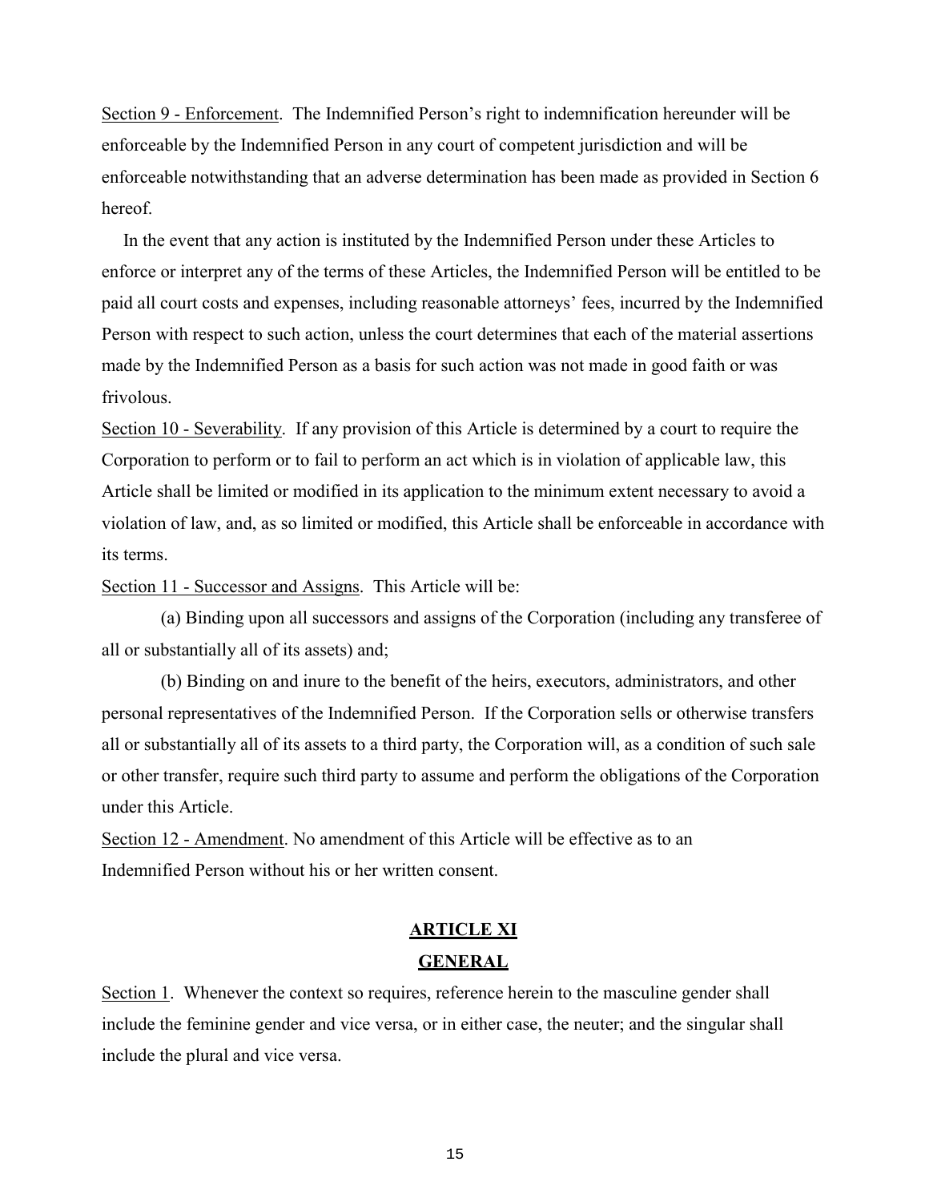<u>Section 9 - Enforcement</u>. The Indemnified Person's right to indemnification hereunder will be enforceable by the Indemnified Person in any court of competent jurisdiction and will be enforceable notwithstanding that an adverse determination has been made as provided in Section 6 hereof.

In the event that any action is instituted by the Indemnified Person under these Articles to enforce or interpret any of the terms of these Articles, the Indemnified Person will be entitled to be paid all court costs and expenses, including reasonable attorneys' fees, incurred by the Indemnified Person with respect to such action, unless the court determines that each of the material assertions made by the Indemnified Person as a basis for such action was not made in good faith or was frivolous.

<u>Section 10 - Severability</u>. If any provision of this Article is determined by a court to require the Corporation to perform or to fail to perform an act which is in violation of applicable law, this Article shall be limited or modified in its application to the minimum extent necessary to avoid a violation of law, and, as so limited or modified, this Article shall be enforceable in accordance with its terms.

<u>Section 11 - Successor and Assigns</u>. This Article will be:

(a) Binding upon all successors and assigns of the Corporation (including any transferee of all or substantially all of its assets) and;

(b) Binding on and inure to the benefit of the heirs, executors, administrators, and other personal representatives of the Indemnified Person. If the Corporation sells or otherwise transfers all or substantially all of its assets to a third party, the Corporation will, as a condition of such sale or other transfer, require such third party to assume and perform the obligations of the Corporation under this Article.

<u>Section 12 - Amendment</u>. No amendment of this Article will be effective as to an Indemnified Person without his or her written consent.

## ARTICLE XI

## GENERAL

<u>Section 1</u>. Whenever the context so requires, reference herein to the masculine gender shall include the feminine gender and vice versa, or in either case, the neuter; and the singular shall include the plural and vice versa.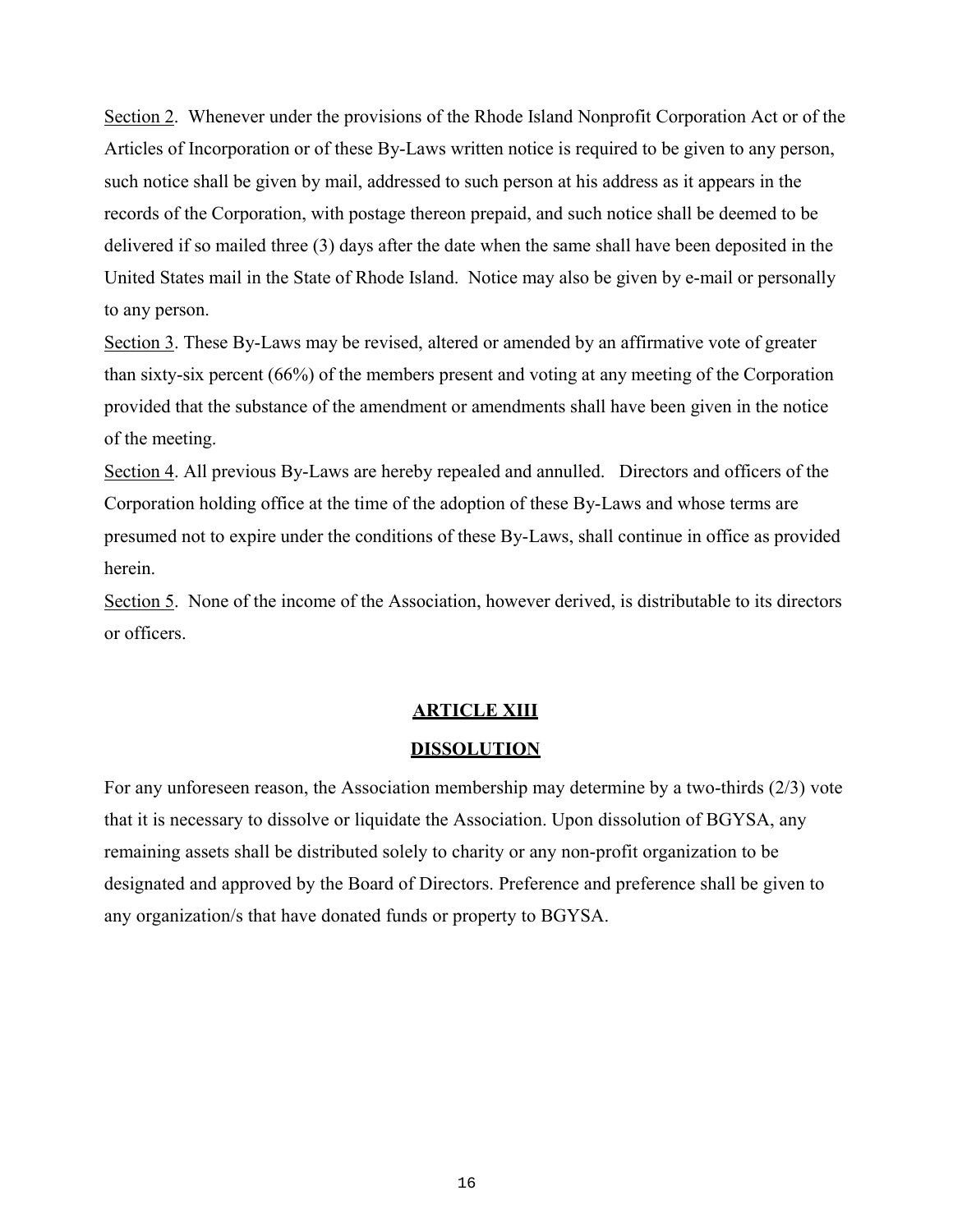Section 2. Whenever under the provisions of the Rhode Island Nonprofit Corporation Act or of the Articles of Incorporation or of these By-Laws written notice is required to be given to any person, such notice shall be given by mail, addressed to such person at his address as it appears in the records of the Corporation, with postage thereon prepaid, and such notice shall be deemed to be delivered if so mailed three (3) days after the date when the same shall have been deposited in the United States mail in the State of Rhode Island. Notice may also be given by e-mail or personally to any person.

Section 3. These By-Laws may be revised, altered or amended by an affirmative vote of greater than sixty-six percent (66%) of the members present and voting at any meeting of the Corporation provided that the substance of the amendment or amendments shall have been given in the notice of the meeting.

Section 4. All previous By-Laws are hereby repealed and annulled. Directors and officers of the Corporation holding office at the time of the adoption of these By-Laws and whose terms are presumed not to expire under the conditions of these By-Laws, shall continue in office as provided herein.

Section 5. None of the income of the Association, however derived, is distributable to its directors or officers.

## ARTICLE XIII

## DISSOLUTION

For any unforeseen reason, the Association membership may determine by a two-thirds (2/3) vote that it is necessary to dissolve or liquidate the Association. Upon dissolution of BGYSA, any remaining assets shall be distributed solely to charity or any non-profit organization to be designated and approved by the Board of Directors. Preference and preference shall be given to any organization/s that have donated funds or property to BGYSA.